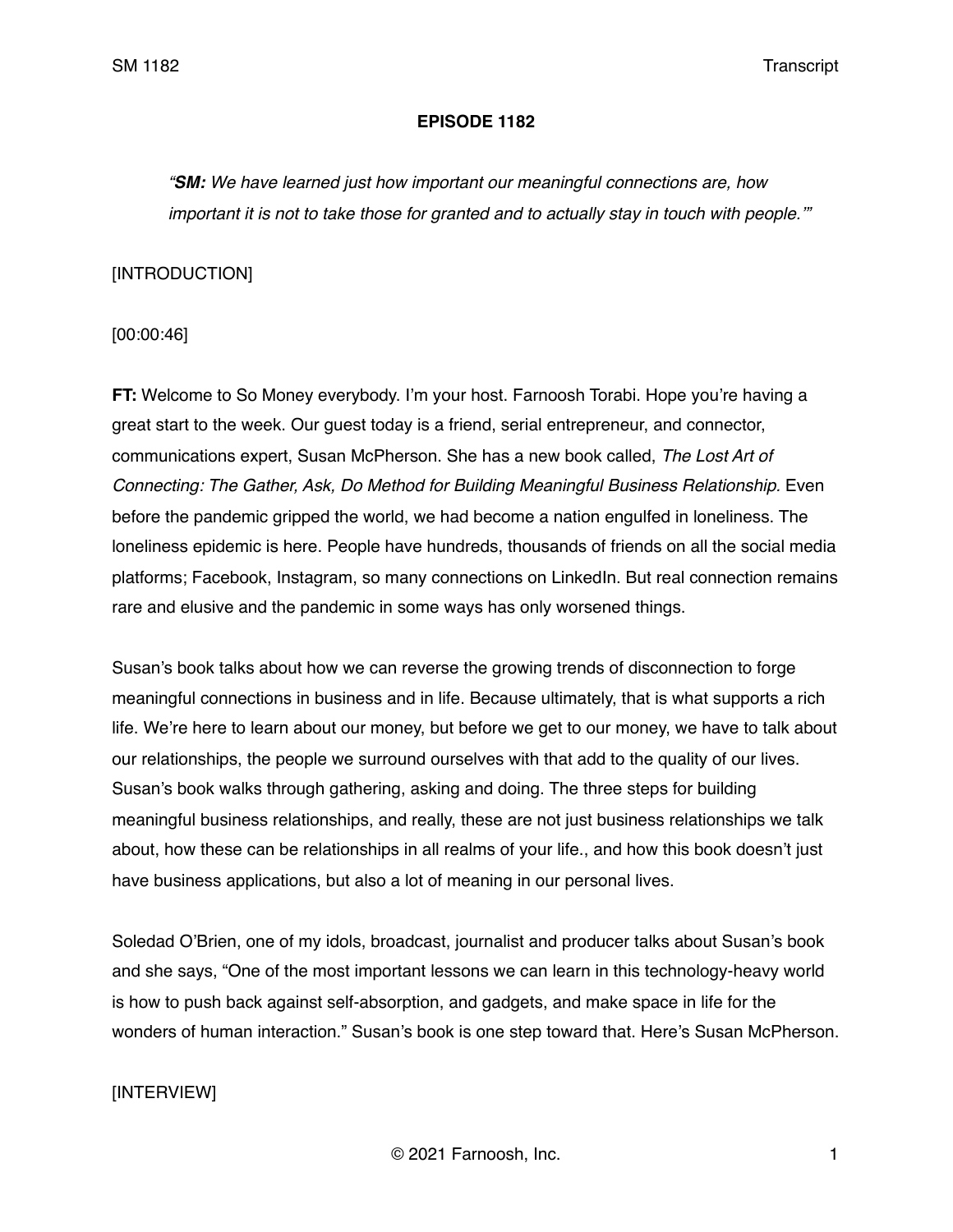**EPISODE 1182**

*"**SM:** We have learned just how important our meaningful connections are, how important it is not to take those for granted and to actually stay in touch with people.'"*

[INTRODUCTION]

[00:00:46]

**FT:** Welcome to So Money everybody. I'm your host. Farnoosh Torabi. Hope you're having a great start to the week. Our guest today is a friend, serial entrepreneur, and connector, communications expert, Susan McPherson. She has a new book called, *The Lost Art of Connecting: The Gather, Ask, Do Method for Building Meaningful Business Relationship.* Even before the pandemic gripped the world, we had become a nation engulfed in loneliness. The loneliness epidemic is here. People have hundreds, thousands of friends on all the social media platforms; Facebook, Instagram, so many connections on LinkedIn. But real connection remains rare and elusive and the pandemic in some ways has only worsened things.

Susan's book talks about how we can reverse the growing trends of disconnection to forge meaningful connections in business and in life. Because ultimately, that is what supports a rich life. We're here to learn about our money, but before we get to our money, we have to talk about our relationships, the people we surround ourselves with that add to the quality of our lives. Susan's book walks through gathering, asking and doing. The three steps for building meaningful business relationships, and really, these are not just business relationships we talk about, how these can be relationships in all realms of your life., and how this book doesn't just have business applications, but also a lot of meaning in our personal lives.

Soledad O'Brien, one of my idols, broadcast, journalist and producer talks about Susan's book and she says, "One of the most important lessons we can learn in this technology-heavy world is how to push back against self-absorption, and gadgets, and make space in life for the wonders of human interaction." Susan's book is one step toward that. Here's Susan McPherson.

[INTERVIEW]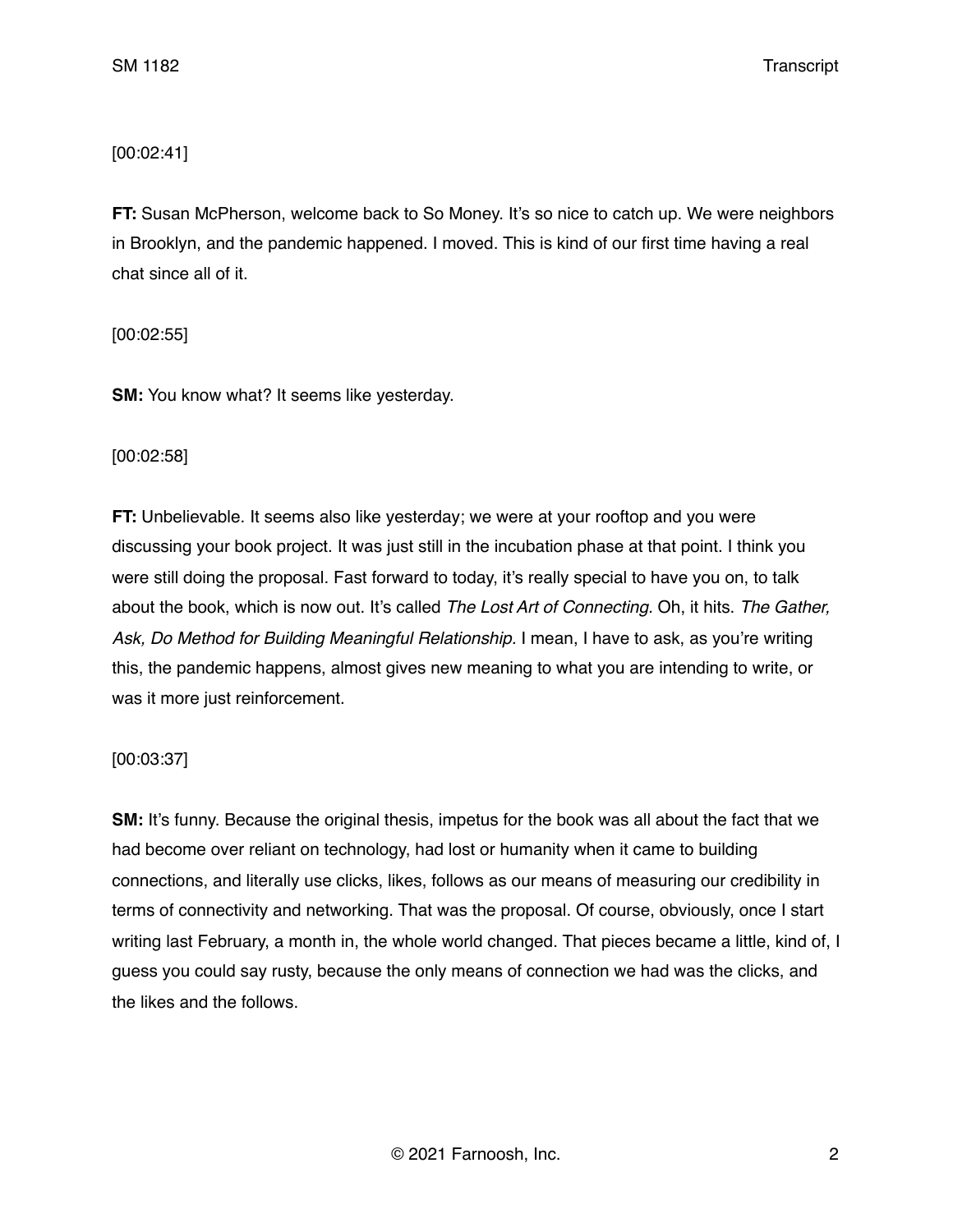[00:02:41]

**FT:** Susan McPherson, welcome back to So Money. It's so nice to catch up. We were neighbors in Brooklyn, and the pandemic happened. I moved. This is kind of our first time having a real chat since all of it.

[00:02:55]

**SM:** You know what? It seems like yesterday.

[00:02:58]

**FT:** Unbelievable. It seems also like yesterday; we were at your rooftop and you were discussing your book project. It was just still in the incubation phase at that point. I think you were still doing the proposal. Fast forward to today, it's really special to have you on, to talk about the book, which is now out. It's called *The Lost Art of Connecting.* Oh, it hits. *The Gather, Ask, Do Method for Building Meaningful Relationship.* I mean, I have to ask, as you're writing this, the pandemic happens, almost gives new meaning to what you are intending to write, or was it more just reinforcement.

[00:03:37]

**SM:** It's funny. Because the original thesis, impetus for the book was all about the fact that we had become over reliant on technology, had lost or humanity when it came to building connections, and literally use clicks, likes, follows as our means of measuring our credibility in terms of connectivity and networking. That was the proposal. Of course, obviously, once I start writing last February, a month in, the whole world changed. That pieces became a little, kind of, I guess you could say rusty, because the only means of connection we had was the clicks, and the likes and the follows.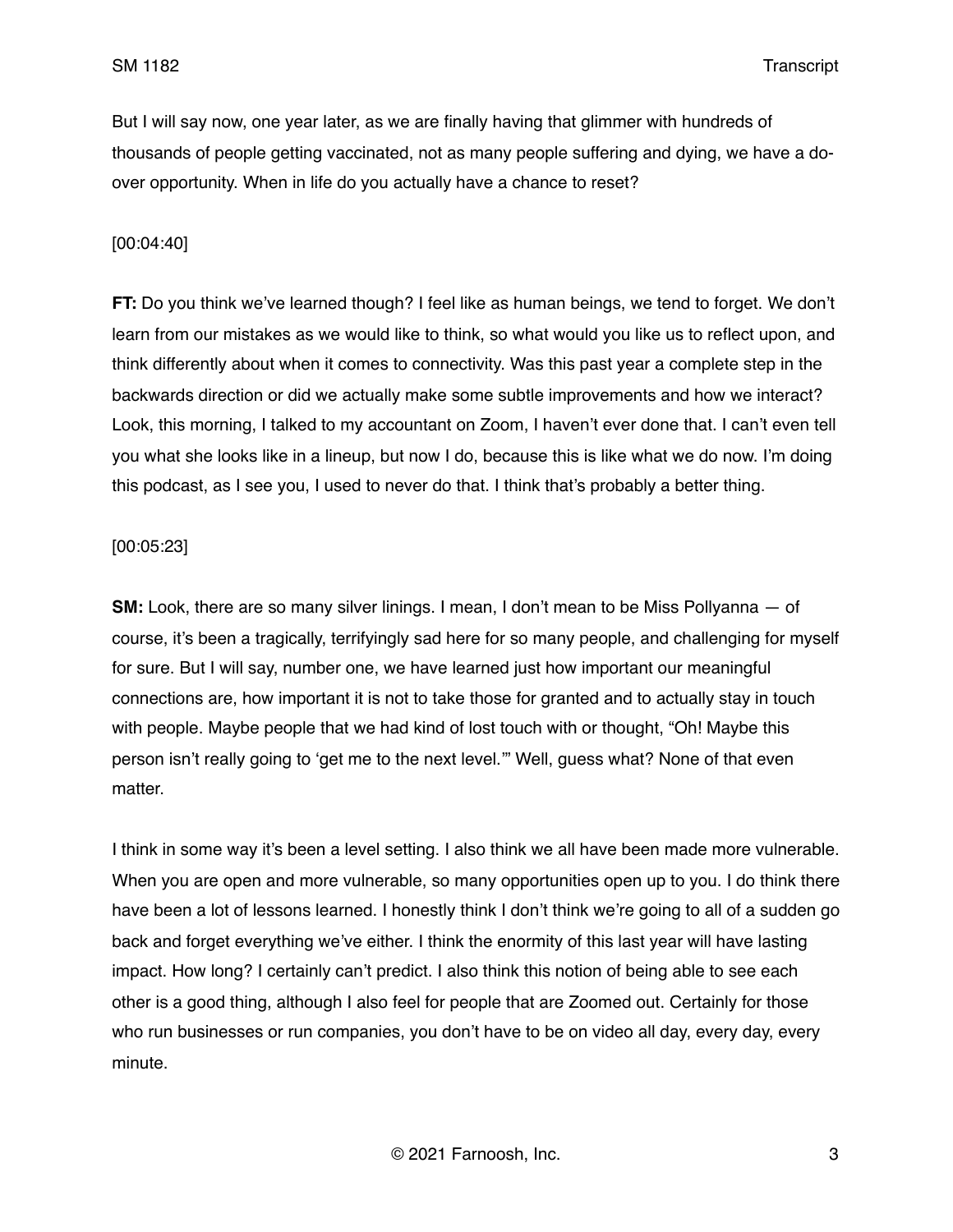But I will say now, one year later, as we are finally having that glimmer with hundreds of thousands of people getting vaccinated, not as many people suffering and dying, we have a do-over opportunity. When in life do you actually have a chance to reset?

[00:04:40]

**FT:** Do you think we've learned though? I feel like as human beings, we tend to forget. We don't learn from our mistakes as we would like to think, so what would you like us to reflect upon, and think differently about when it comes to connectivity. Was this past year a complete step in the backwards direction or did we actually make some subtle improvements and how we interact? Look, this morning, I talked to my accountant on Zoom, I haven't ever done that. I can't even tell you what she looks like in a lineup, but now I do, because this is like what we do now. I'm doing this podcast, as I see you, I used to never do that. I think that's probably a better thing.

[00:05:23]

**SM:** Look, there are so many silver linings. I mean, I don't mean to be Miss Pollyanna — of course, it's been a tragically, terrifyingly sad here for so many people, and challenging for myself for sure. But I will say, number one, we have learned just how important our meaningful connections are, how important it is not to take those for granted and to actually stay in touch with people. Maybe people that we had kind of lost touch with or thought, "Oh! Maybe this person isn't really going to 'get me to the next level.'" Well, guess what? None of that even matter.

I think in some way it's been a level setting. I also think we all have been made more vulnerable. When you are open and more vulnerable, so many opportunities open up to you. I do think there have been a lot of lessons learned. I honestly think I don't think we're going to all of a sudden go back and forget everything we've either. I think the enormity of this last year will have lasting impact. How long? I certainly can't predict. I also think this notion of being able to see each other is a good thing, although I also feel for people that are Zoomed out. Certainly for those who run businesses or run companies, you don't have to be on video all day, every day, every minute.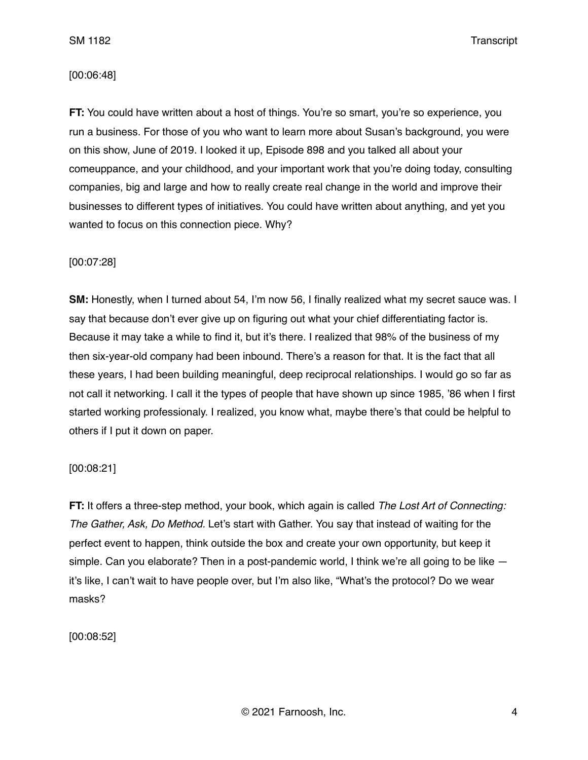[00:06:48]

**FT:** You could have written about a host of things. You're so smart, you're so experience, you run a business. For those of you who want to learn more about Susan's background, you were on this show, June of 2019. I looked it up, Episode 898 and you talked all about your comeuppance, and your childhood, and your important work that you're doing today, consulting companies, big and large and how to really create real change in the world and improve their businesses to different types of initiatives. You could have written about anything, and yet you wanted to focus on this connection piece. Why?

[00:07:28]

**SM:** Honestly, when I turned about 54, I'm now 56, I finally realized what my secret sauce was. I say that because don't ever give up on figuring out what your chief differentiating factor is. Because it may take a while to find it, but it's there. I realized that 98% of the business of my then six-year-old company had been inbound. There's a reason for that. It is the fact that all these years, I had been building meaningful, deep reciprocal relationships. I would go so far as not call it networking. I call it the types of people that have shown up since 1985, '86 when I first started working professionaly. I realized, you know what, maybe there's that could be helpful to others if I put it down on paper.

[00:08:21]

**FT:** It offers a three-step method, your book, which again is called *The Lost Art of Connecting: The Gather, Ask, Do Method.* Let's start with Gather. You say that instead of waiting for the perfect event to happen, think outside the box and create your own opportunity, but keep it simple. Can you elaborate? Then in a post-pandemic world, I think we're all going to be like — it's like, I can't wait to have people over, but I'm also like, "What's the protocol? Do we wear masks?

[00:08:52]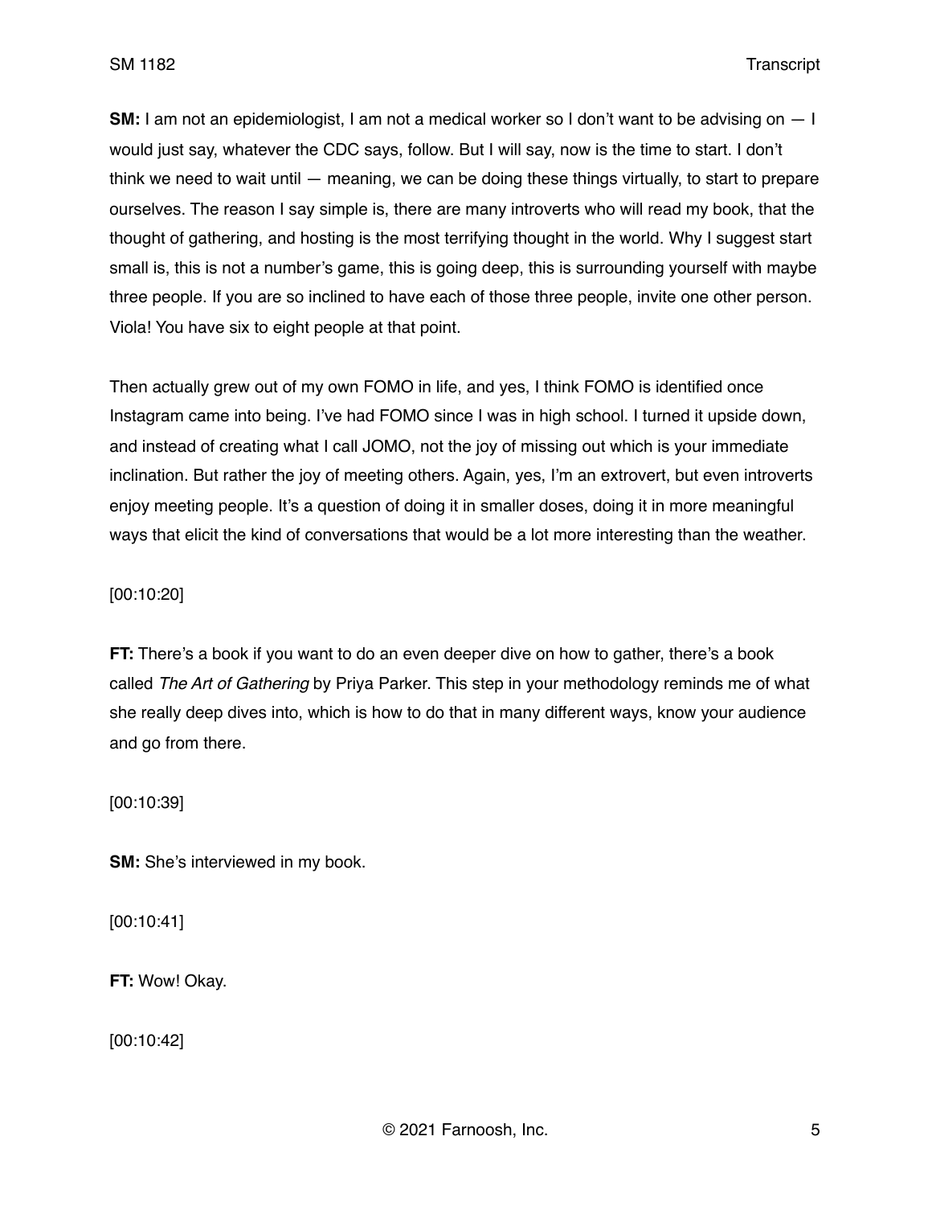**SM:** I am not an epidemiologist, I am not a medical worker so I don't want to be advising on — I would just say, whatever the CDC says, follow. But I will say, now is the time to start. I don't think we need to wait until — meaning, we can be doing these things virtually, to start to prepare ourselves. The reason I say simple is, there are many introverts who will read my book, that the thought of gathering, and hosting is the most terrifying thought in the world. Why I suggest start small is, this is not a number's game, this is going deep, this is surrounding yourself with maybe three people. If you are so inclined to have each of those three people, invite one other person. Viola! You have six to eight people at that point.

Then actually grew out of my own FOMO in life, and yes, I think FOMO is identified once Instagram came into being. I've had FOMO since I was in high school. I turned it upside down, and instead of creating what I call JOMO, not the joy of missing out which is your immediate inclination. But rather the joy of meeting others. Again, yes, I'm an extrovert, but even introverts enjoy meeting people. It's a question of doing it in smaller doses, doing it in more meaningful ways that elicit the kind of conversations that would be a lot more interesting than the weather.

[00:10:20]

**FT:** There's a book if you want to do an even deeper dive on how to gather, there's a book called *The Art of Gathering* by Priya Parker. This step in your methodology reminds me of what she really deep dives into, which is how to do that in many different ways, know your audience and go from there.

[00:10:39]

**SM:** She's interviewed in my book.

[00:10:41]

**FT:** Wow! Okay.

[00:10:42]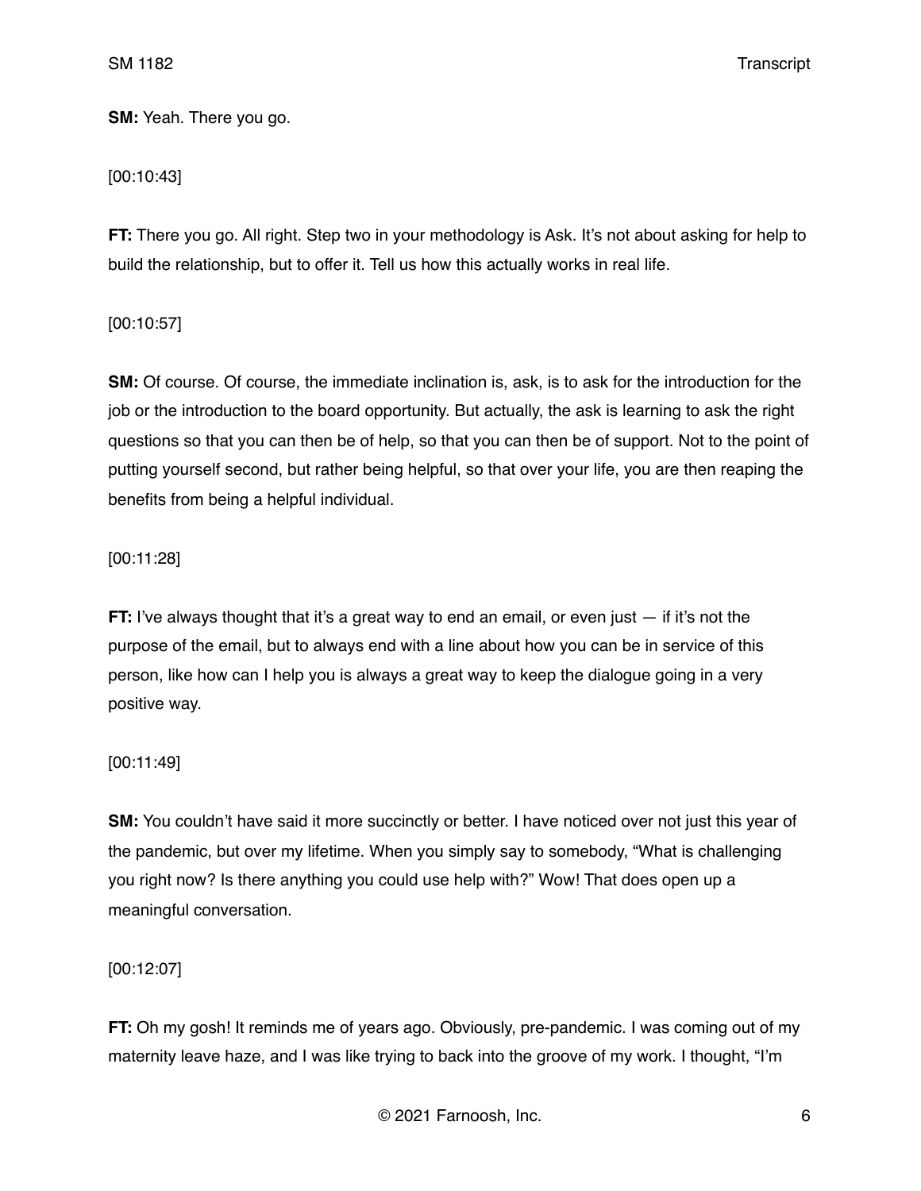**SM:** Yeah. There you go.

[00:10:43]

**FT:** There you go. All right. Step two in your methodology is Ask. It's not about asking for help to build the relationship, but to offer it. Tell us how this actually works in real life.

[00:10:57]

**SM:** Of course. Of course, the immediate inclination is, ask, is to ask for the introduction for the job or the introduction to the board opportunity. But actually, the ask is learning to ask the right questions so that you can then be of help, so that you can then be of support. Not to the point of putting yourself second, but rather being helpful, so that over your life, you are then reaping the benefits from being a helpful individual.

[00:11:28]

**FT:** I've always thought that it's a great way to end an email, or even just — if it's not the purpose of the email, but to always end with a line about how you can be in service of this person, like how can I help you is always a great way to keep the dialogue going in a very positive way.

[00:11:49]

**SM:** You couldn't have said it more succinctly or better. I have noticed over not just this year of the pandemic, but over my lifetime. When you simply say to somebody, "What is challenging you right now? Is there anything you could use help with?" Wow! That does open up a meaningful conversation.

[00:12:07]

**FT:** Oh my gosh! It reminds me of years ago. Obviously, pre-pandemic. I was coming out of my maternity leave haze, and I was like trying to back into the groove of my work. I thought, "I'm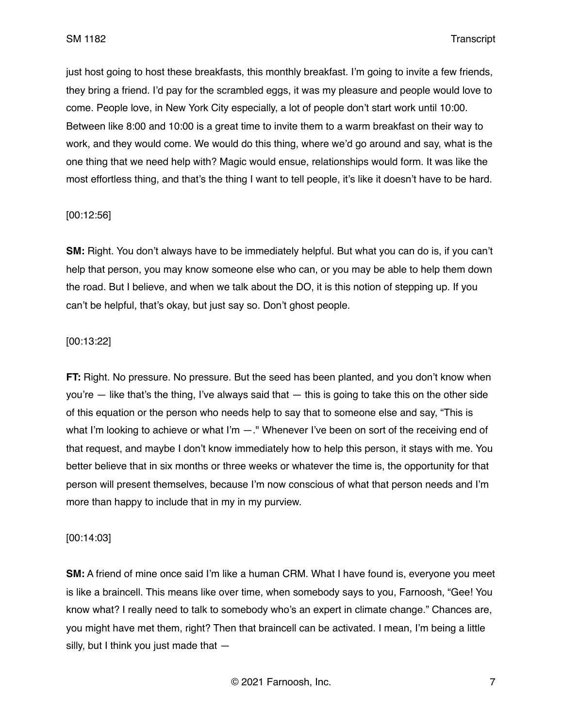just host going to host these breakfasts, this monthly breakfast. I'm going to invite a few friends, they bring a friend. I'd pay for the scrambled eggs, it was my pleasure and people would love to come. People love, in New York City especially, a lot of people don't start work until 10:00. Between like 8:00 and 10:00 is a great time to invite them to a warm breakfast on their way to work, and they would come. We would do this thing, where we'd go around and say, what is the one thing that we need help with? Magic would ensue, relationships would form. It was like the most effortless thing, and that's the thing I want to tell people, it's like it doesn't have to be hard.

[00:12:56]

**SM:** Right. You don't always have to be immediately helpful. But what you can do is, if you can't help that person, you may know someone else who can, or you may be able to help them down the road. But I believe, and when we talk about the DO, it is this notion of stepping up. If you can't be helpful, that's okay, but just say so. Don't ghost people.

[00:13:22]

**FT:** Right. No pressure. No pressure. But the seed has been planted, and you don't know when you're — like that's the thing, I've always said that — this is going to take this on the other side of this equation or the person who needs help to say that to someone else and say, "This is what I'm looking to achieve or what I'm —." Whenever I've been on sort of the receiving end of that request, and maybe I don't know immediately how to help this person, it stays with me. You better believe that in six months or three weeks or whatever the time is, the opportunity for that person will present themselves, because I'm now conscious of what that person needs and I'm more than happy to include that in my in my purview.

[00:14:03]

**SM:** A friend of mine once said I'm like a human CRM. What I have found is, everyone you meet is like a braincell. This means like over time, when somebody says to you, Farnoosh, "Gee! You know what? I really need to talk to somebody who's an expert in climate change." Chances are, you might have met them, right? Then that braincell can be activated. I mean, I'm being a little silly, but I think you just made that —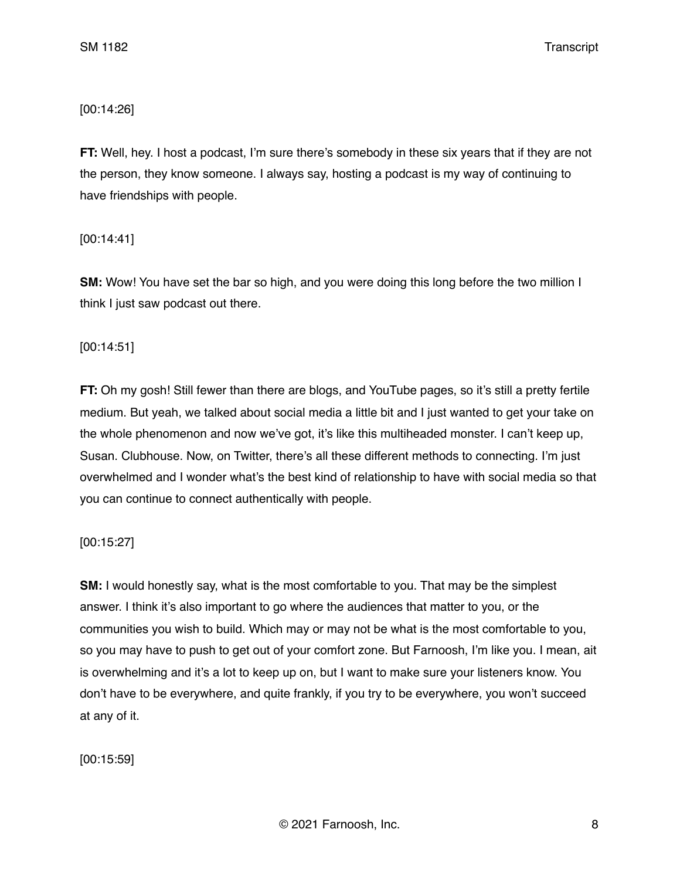[00:14:26]

**FT:** Well, hey. I host a podcast, I'm sure there's somebody in these six years that if they are not the person, they know someone. I always say, hosting a podcast is my way of continuing to have friendships with people.

[00:14:41]

**SM:** Wow! You have set the bar so high, and you were doing this long before the two million I think I just saw podcast out there.

[00:14:51]

**FT:** Oh my gosh! Still fewer than there are blogs, and YouTube pages, so it's still a pretty fertile medium. But yeah, we talked about social media a little bit and I just wanted to get your take on the whole phenomenon and now we've got, it's like this multiheaded monster. I can't keep up, Susan. Clubhouse. Now, on Twitter, there's all these different methods to connecting. I'm just overwhelmed and I wonder what's the best kind of relationship to have with social media so that you can continue to connect authentically with people.

[00:15:27]

**SM:** I would honestly say, what is the most comfortable to you. That may be the simplest answer. I think it's also important to go where the audiences that matter to you, or the communities you wish to build. Which may or may not be what is the most comfortable to you, so you may have to push to get out of your comfort zone. But Farnoosh, I'm like you. I mean, ait is overwhelming and it's a lot to keep up on, but I want to make sure your listeners know. You don't have to be everywhere, and quite frankly, if you try to be everywhere, you won't succeed at any of it.

[00:15:59]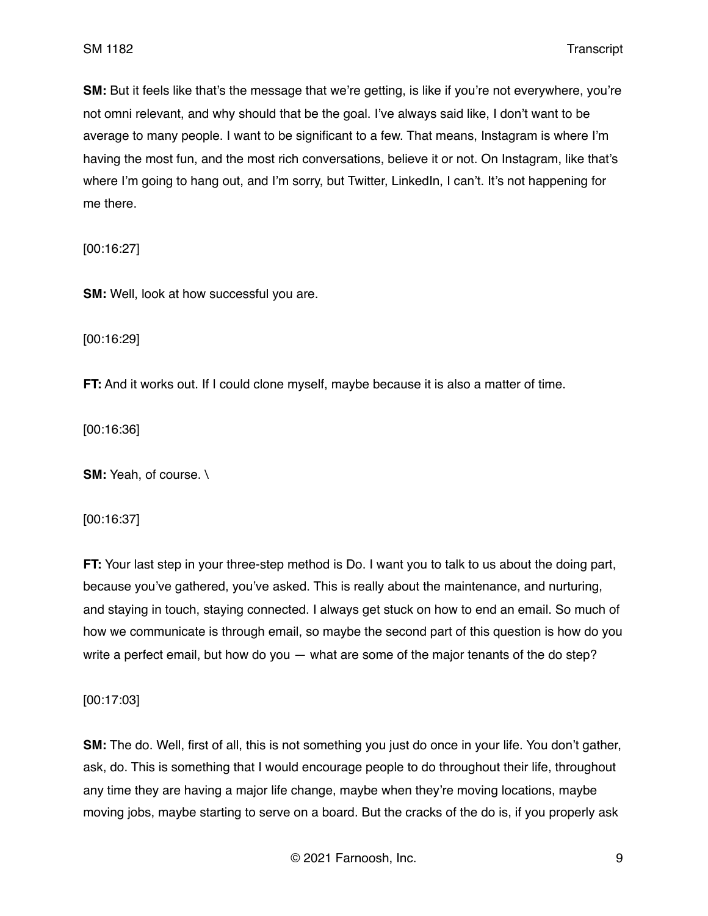**SM:** But it feels like that's the message that we're getting, is like if you're not everywhere, you're not omni relevant, and why should that be the goal. I've always said like, I don't want to be average to many people. I want to be significant to a few. That means, Instagram is where I'm having the most fun, and the most rich conversations, believe it or not. On Instagram, like that's where I'm going to hang out, and I'm sorry, but Twitter, LinkedIn, I can't. It's not happening for me there.

[00:16:27]

**SM:** Well, look at how successful you are.

[00:16:29]

**FT:** And it works out. If I could clone myself, maybe because it is also a matter of time.

[00:16:36]

**SM:** Yeah, of course. \

[00:16:37]

**FT:** Your last step in your three-step method is Do. I want you to talk to us about the doing part, because you've gathered, you've asked. This is really about the maintenance, and nurturing, and staying in touch, staying connected. I always get stuck on how to end an email. So much of how we communicate is through email, so maybe the second part of this question is how do you write a perfect email, but how do you — what are some of the major tenants of the do step?

[00:17:03]

**SM:** The do. Well, first of all, this is not something you just do once in your life. You don't gather, ask, do. This is something that I would encourage people to do throughout their life, throughout any time they are having a major life change, maybe when they're moving locations, maybe moving jobs, maybe starting to serve on a board. But the cracks of the do is, if you properly ask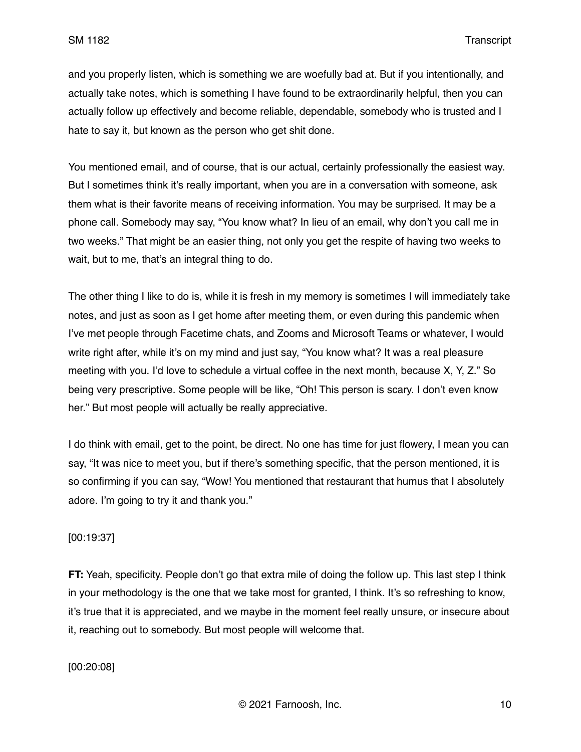and you properly listen, which is something we are woefully bad at. But if you intentionally, and actually take notes, which is something I have found to be extraordinarily helpful, then you can actually follow up effectively and become reliable, dependable, somebody who is trusted and I hate to say it, but known as the person who get shit done.

You mentioned email, and of course, that is our actual, certainly professionally the easiest way. But I sometimes think it's really important, when you are in a conversation with someone, ask them what is their favorite means of receiving information. You may be surprised. It may be a phone call. Somebody may say, "You know what? In lieu of an email, why don't you call me in two weeks." That might be an easier thing, not only you get the respite of having two weeks to wait, but to me, that's an integral thing to do.

The other thing I like to do is, while it is fresh in my memory is sometimes I will immediately take notes, and just as soon as I get home after meeting them, or even during this pandemic when I've met people through Facetime chats, and Zooms and Microsoft Teams or whatever, I would write right after, while it's on my mind and just say, "You know what? It was a real pleasure meeting with you. I'd love to schedule a virtual coffee in the next month, because X, Y, Z." So being very prescriptive. Some people will be like, "Oh! This person is scary. I don't even know her." But most people will actually be really appreciative.

I do think with email, get to the point, be direct. No one has time for just flowery, I mean you can say, "It was nice to meet you, but if there's something specific, that the person mentioned, it is so confirming if you can say, "Wow! You mentioned that restaurant that humus that I absolutely adore. I'm going to try it and thank you."

[00:19:37]

**FT:** Yeah, specificity. People don't go that extra mile of doing the follow up. This last step I think in your methodology is the one that we take most for granted, I think. It's so refreshing to know, it's true that it is appreciated, and we maybe in the moment feel really unsure, or insecure about it, reaching out to somebody. But most people will welcome that.

[00:20:08]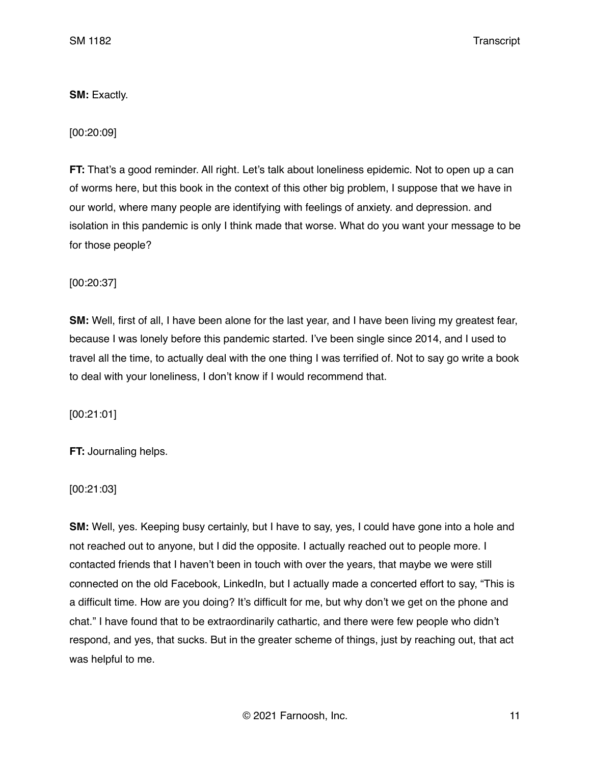**SM:** Exactly.

[00:20:09]

**FT:** That's a good reminder. All right. Let's talk about loneliness epidemic. Not to open up a can of worms here, but this book in the context of this other big problem, I suppose that we have in our world, where many people are identifying with feelings of anxiety. and depression. and isolation in this pandemic is only I think made that worse. What do you want your message to be for those people?

[00:20:37]

**SM:** Well, first of all, I have been alone for the last year, and I have been living my greatest fear, because I was lonely before this pandemic started. I've been single since 2014, and I used to travel all the time, to actually deal with the one thing I was terrified of. Not to say go write a book to deal with your loneliness, I don't know if I would recommend that.

[00:21:01]

**FT:** Journaling helps.

[00:21:03]

**SM:** Well, yes. Keeping busy certainly, but I have to say, yes, I could have gone into a hole and not reached out to anyone, but I did the opposite. I actually reached out to people more. I contacted friends that I haven't been in touch with over the years, that maybe we were still connected on the old Facebook, LinkedIn, but I actually made a concerted effort to say, "This is a difficult time. How are you doing? It's difficult for me, but why don't we get on the phone and chat." I have found that to be extraordinarily cathartic, and there were few people who didn't respond, and yes, that sucks. But in the greater scheme of things, just by reaching out, that act was helpful to me.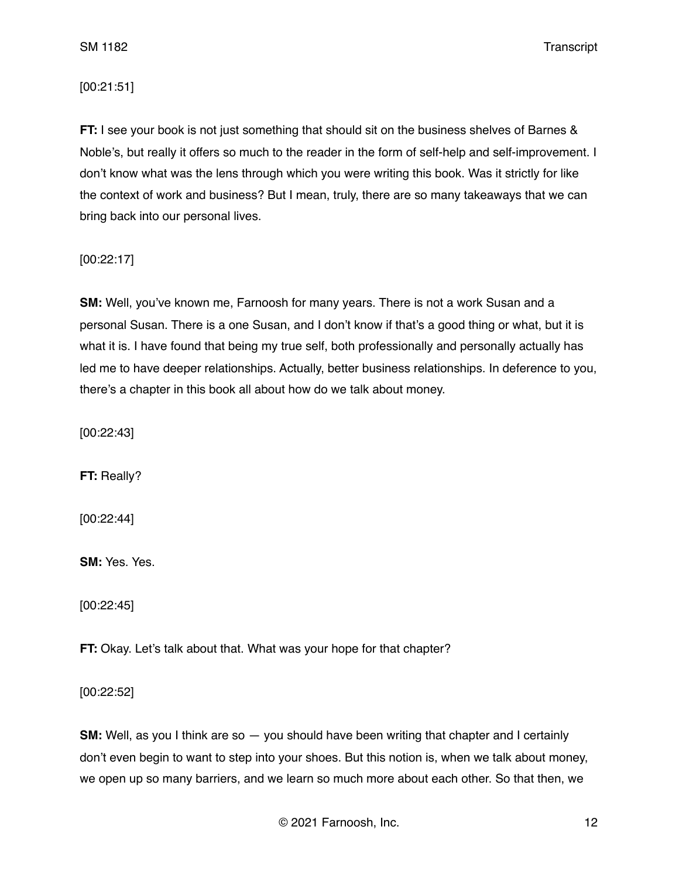[00:21:51]

**FT:** I see your book is not just something that should sit on the business shelves of Barnes & Noble's, but really it offers so much to the reader in the form of self-help and self-improvement. I don't know what was the lens through which you were writing this book. Was it strictly for like the context of work and business? But I mean, truly, there are so many takeaways that we can bring back into our personal lives.

[00:22:17]

**SM:** Well, you've known me, Farnoosh for many years. There is not a work Susan and a personal Susan. There is a one Susan, and I don't know if that's a good thing or what, but it is what it is. I have found that being my true self, both professionally and personally actually has led me to have deeper relationships. Actually, better business relationships. In deference to you, there's a chapter in this book all about how do we talk about money.

[00:22:43]

**FT:** Really?

[00:22:44]

**SM:** Yes. Yes.

[00:22:45]

**FT:** Okay. Let's talk about that. What was your hope for that chapter?

[00:22:52]

**SM:** Well, as you I think are so — you should have been writing that chapter and I certainly don't even begin to want to step into your shoes. But this notion is, when we talk about money, we open up so many barriers, and we learn so much more about each other. So that then, we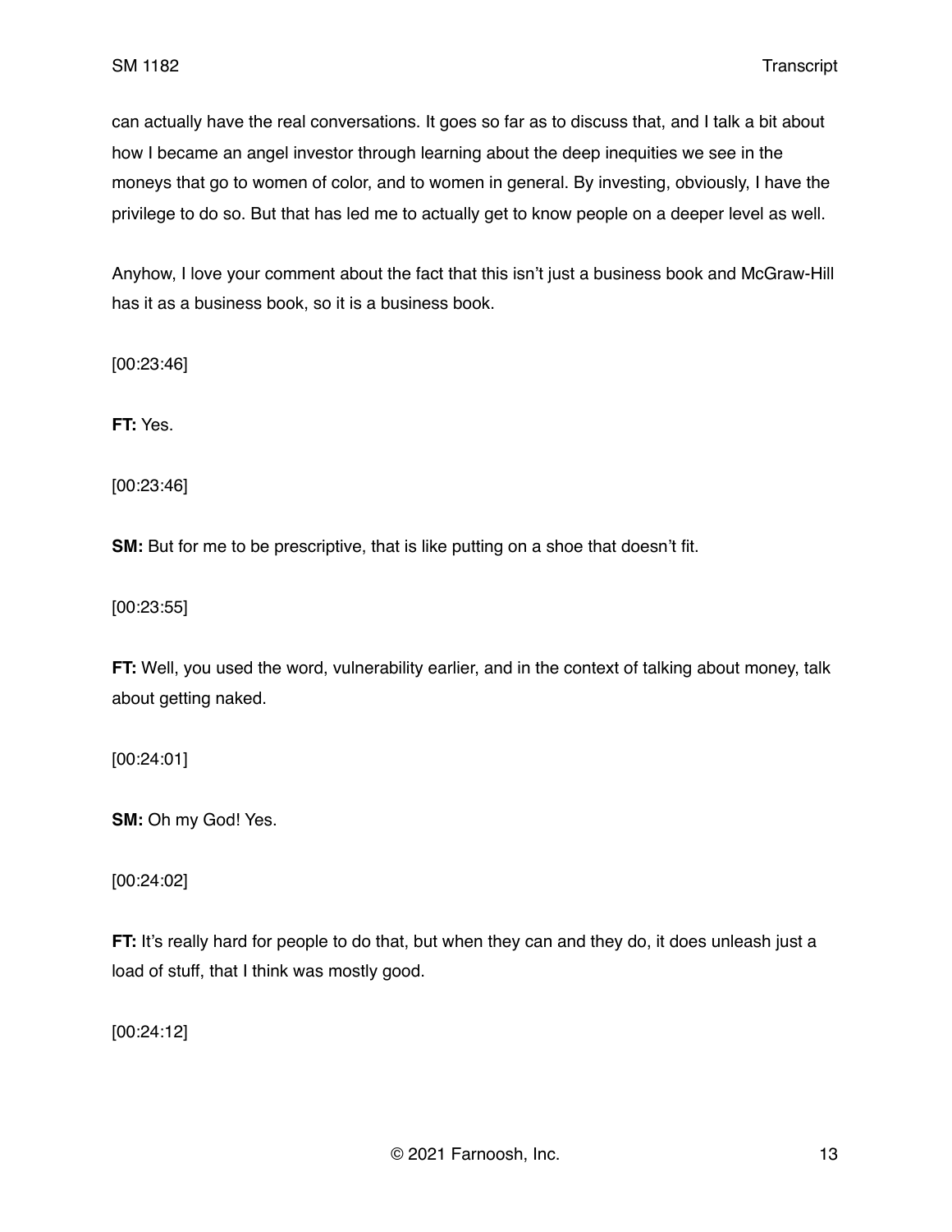can actually have the real conversations. It goes so far as to discuss that, and I talk a bit about how I became an angel investor through learning about the deep inequities we see in the moneys that go to women of color, and to women in general. By investing, obviously, I have the privilege to do so. But that has led me to actually get to know people on a deeper level as well.

Anyhow, I love your comment about the fact that this isn't just a business book and McGraw-Hill has it as a business book, so it is a business book.

[00:23:46]

**FT:** Yes.

[00:23:46]

**SM:** But for me to be prescriptive, that is like putting on a shoe that doesn't fit.

[00:23:55]

**FT:** Well, you used the word, vulnerability earlier, and in the context of talking about money, talk about getting naked.

[00:24:01]

**SM:** Oh my God! Yes.

[00:24:02]

**FT:** It's really hard for people to do that, but when they can and they do, it does unleash just a load of stuff, that I think was mostly good.

[00:24:12]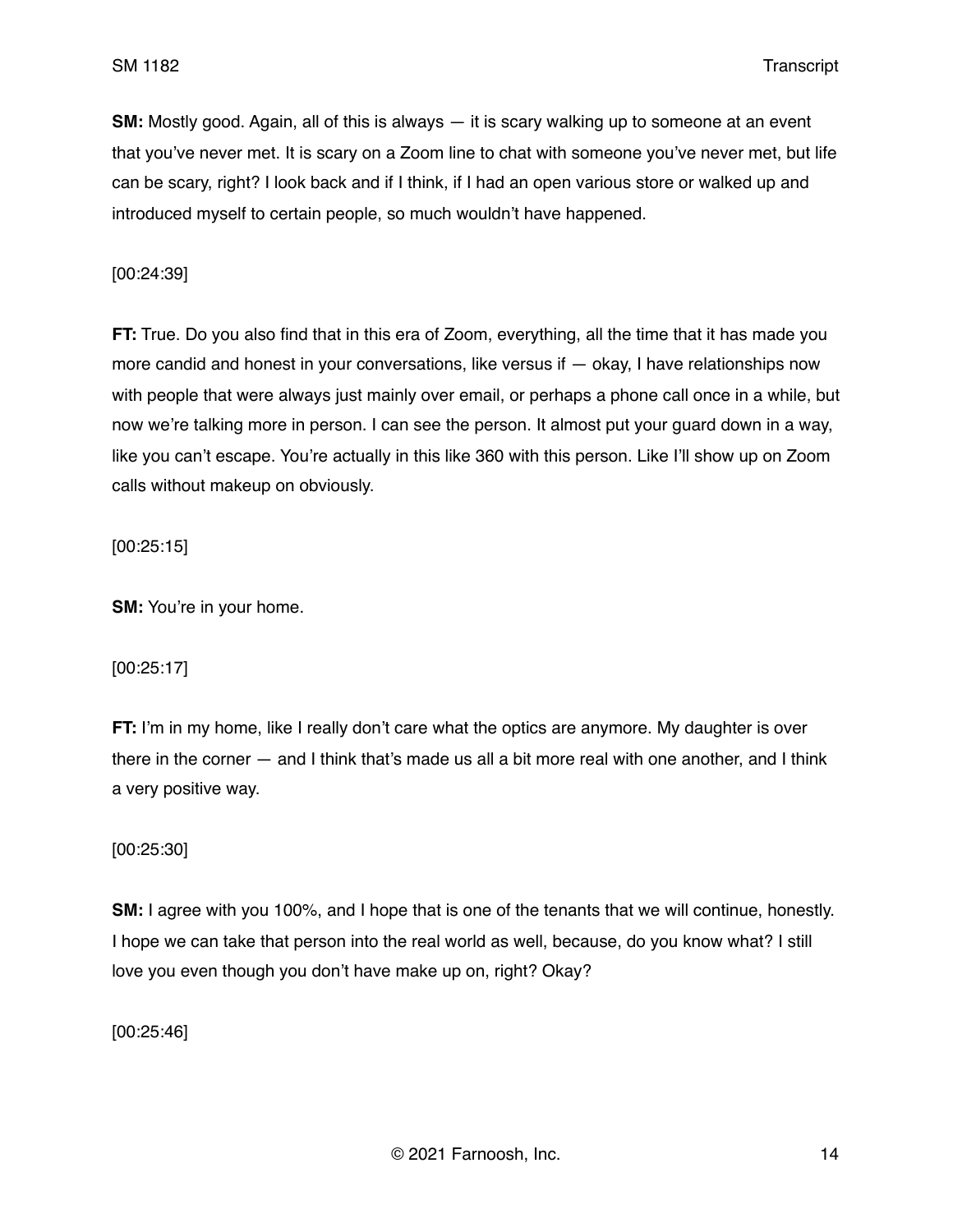**SM:** Mostly good. Again, all of this is always — it is scary walking up to someone at an event that you've never met. It is scary on a Zoom line to chat with someone you've never met, but life can be scary, right? I look back and if I think, if I had an open various store or walked up and introduced myself to certain people, so much wouldn't have happened.

[00:24:39]

**FT:** True. Do you also find that in this era of Zoom, everything, all the time that it has made you more candid and honest in your conversations, like versus if — okay, I have relationships now with people that were always just mainly over email, or perhaps a phone call once in a while, but now we're talking more in person. I can see the person. It almost put your guard down in a way, like you can't escape. You're actually in this like 360 with this person. Like I'll show up on Zoom calls without makeup on obviously.

[00:25:15]

**SM:** You're in your home.

[00:25:17]

**FT:** I'm in my home, like I really don't care what the optics are anymore. My daughter is over there in the corner — and I think that's made us all a bit more real with one another, and I think a very positive way.

[00:25:30]

**SM:** I agree with you 100%, and I hope that is one of the tenants that we will continue, honestly. I hope we can take that person into the real world as well, because, do you know what? I still love you even though you don't have make up on, right? Okay?

[00:25:46]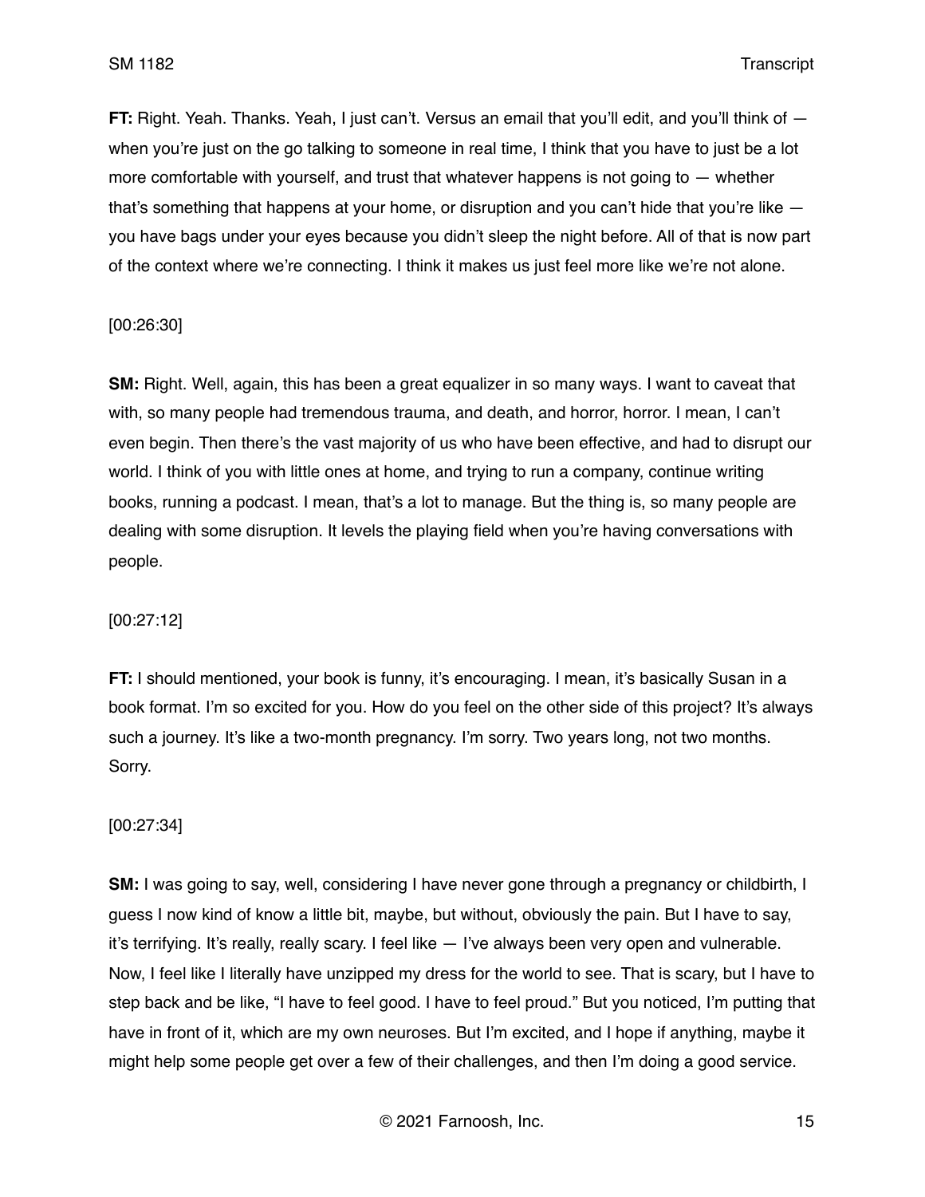**FT:** Right. Yeah. Thanks. Yeah, I just can't. Versus an email that you'll edit, and you'll think of — when you're just on the go talking to someone in real time, I think that you have to just be a lot more comfortable with yourself, and trust that whatever happens is not going to — whether that's something that happens at your home, or disruption and you can't hide that you're like — you have bags under your eyes because you didn't sleep the night before. All of that is now part of the context where we're connecting. I think it makes us just feel more like we're not alone.

[00:26:30]

**SM:** Right. Well, again, this has been a great equalizer in so many ways. I want to caveat that with, so many people had tremendous trauma, and death, and horror, horror. I mean, I can't even begin. Then there's the vast majority of us who have been effective, and had to disrupt our world. I think of you with little ones at home, and trying to run a company, continue writing books, running a podcast. I mean, that's a lot to manage. But the thing is, so many people are dealing with some disruption. It levels the playing field when you're having conversations with people.

[00:27:12]

**FT:** I should mentioned, your book is funny, it's encouraging. I mean, it's basically Susan in a book format. I'm so excited for you. How do you feel on the other side of this project? It's always such a journey. It's like a two-month pregnancy. I'm sorry. Two years long, not two months. Sorry.

[00:27:34]

**SM:** I was going to say, well, considering I have never gone through a pregnancy or childbirth, I guess I now kind of know a little bit, maybe, but without, obviously the pain. But I have to say, it's terrifying. It's really, really scary. I feel like — I've always been very open and vulnerable. Now, I feel like I literally have unzipped my dress for the world to see. That is scary, but I have to step back and be like, "I have to feel good. I have to feel proud." But you noticed, I'm putting that have in front of it, which are my own neuroses. But I'm excited, and I hope if anything, maybe it might help some people get over a few of their challenges, and then I'm doing a good service.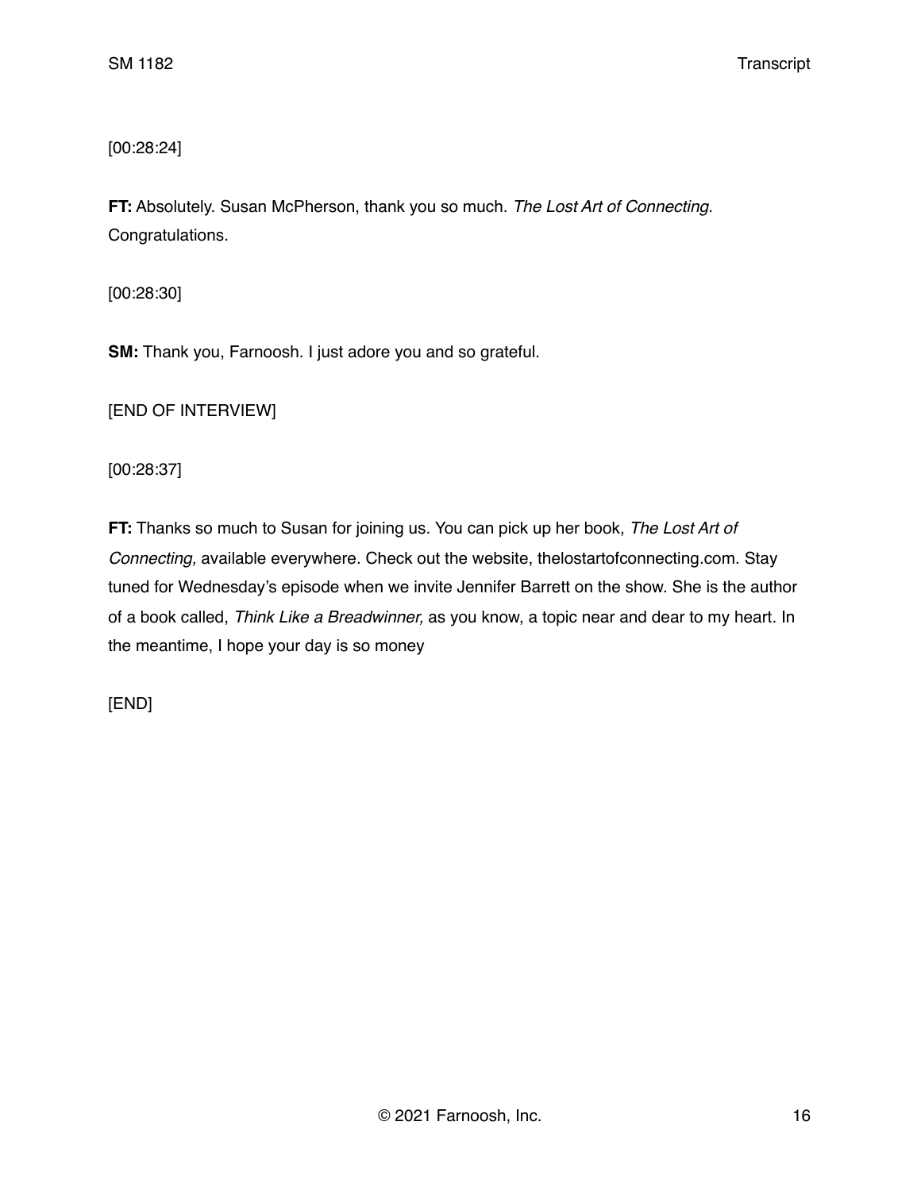[00:28:24]

**FT:** Absolutely. Susan McPherson, thank you so much. *The Lost Art of Connecting.* Congratulations.

[00:28:30]

**SM:** Thank you, Farnoosh. I just adore you and so grateful.

[END OF INTERVIEW]

[00:28:37]

**FT:** Thanks so much to Susan for joining us. You can pick up her book, *The Lost Art of Connecting,* available everywhere. Check out the website, thelostartofconnecting.com. Stay tuned for Wednesday's episode when we invite Jennifer Barrett on the show. She is the author of a book called, *Think Like a Breadwinner,* as you know, a topic near and dear to my heart. In the meantime, I hope your day is so money

[END]

© 2021 Farnoosh, Inc.